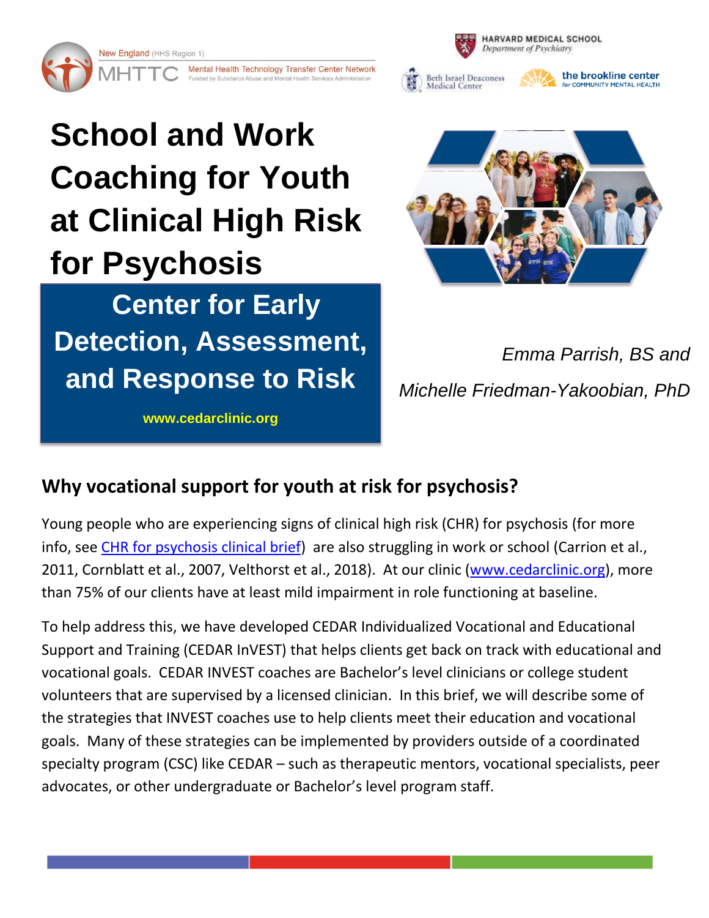New England (HHS Region 1) MHTTC Mental Health Technology Transfer Center Network Funded by Substance Abuse and Mental Health Services Administration

HARVARD MEDICAL SCHOOL Department of Psychiatry

Beth Israel Deaconess Medical Center

the brookline center for COMMUNITY MENTAL HEALTH

# School and Work Coaching for Youth at Clinical High Risk for Psychosis

**Center for Early Detection, Assessment, and Response to Risk**

**www.cedarclinic.org**

*Emma Parrish, BS and*

*Michelle Friedman-Yakoobian, PhD*

## Why vocational support for youth at risk for psychosis?

Young people who are experiencing signs of clinical high risk (CHR) for psychosis (for more info, see [CHR for psychosis clinical brief]) are also struggling in work or school (Carrion et al., 2011, Cornblatt et al., 2007, Velthorst et al., 2018). At our clinic ([www.cedarclinic.org]), more than 75% of our clients have at least mild impairment in role functioning at baseline.

To help address this, we have developed CEDAR Individualized Vocational and Educational Support and Training (CEDAR InVEST) that helps clients get back on track with educational and vocational goals. CEDAR INVEST coaches are Bachelor's level clinicians or college student volunteers that are supervised by a licensed clinician. In this brief, we will describe some of the strategies that INVEST coaches use to help clients meet their education and vocational goals. Many of these strategies can be implemented by providers outside of a coordinated specialty program (CSC) like CEDAR – such as therapeutic mentors, vocational specialists, peer advocates, or other undergraduate or Bachelor's level program staff.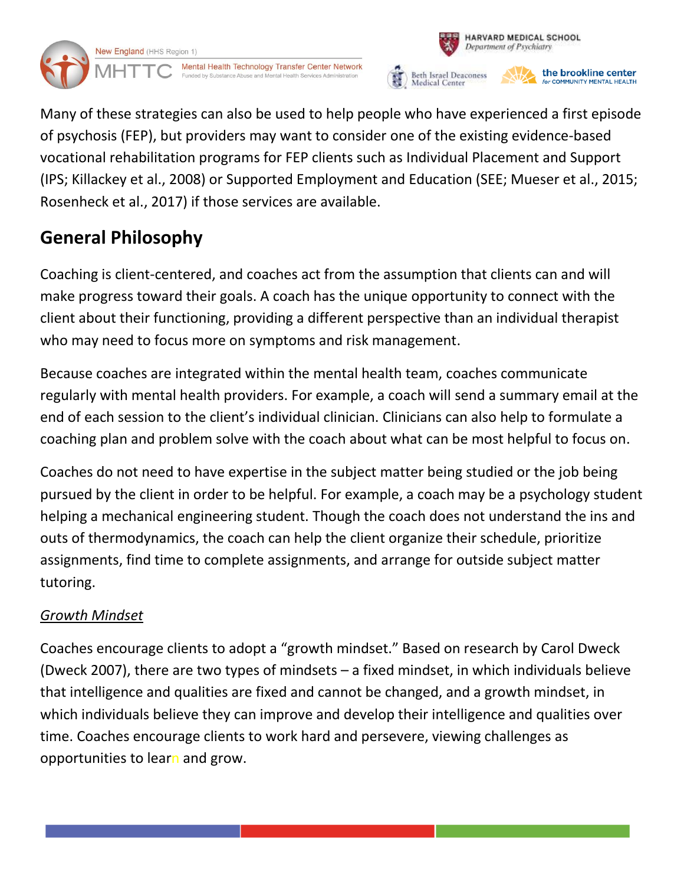Many of these strategies can also be used to help people who have experienced a first episode of psychosis (FEP), but providers may want to consider one of the existing evidence-based vocational rehabilitation programs for FEP clients such as Individual Placement and Support (IPS; Killackey et al., 2008) or Supported Employment and Education (SEE; Mueser et al., 2015; Rosenheck et al., 2017) if those services are available.

## General Philosophy

Coaching is client-centered, and coaches act from the assumption that clients can and will make progress toward their goals. A coach has the unique opportunity to connect with the client about their functioning, providing a different perspective than an individual therapist who may need to focus more on symptoms and risk management.

Because coaches are integrated within the mental health team, coaches communicate regularly with mental health providers. For example, a coach will send a summary email at the end of each session to the client's individual clinician. Clinicians can also help to formulate a coaching plan and problem solve with the coach about what can be most helpful to focus on.

Coaches do not need to have expertise in the subject matter being studied or the job being pursued by the client in order to be helpful. For example, a coach may be a psychology student helping a mechanical engineering student. Though the coach does not understand the ins and outs of thermodynamics, the coach can help the client organize their schedule, prioritize assignments, find time to complete assignments, and arrange for outside subject matter tutoring.

*Growth Mindset*

Coaches encourage clients to adopt a "growth mindset." Based on research by Carol Dweck (Dweck 2007), there are two types of mindsets – a fixed mindset, in which individuals believe that intelligence and qualities are fixed and cannot be changed, and a growth mindset, in which individuals believe they can improve and develop their intelligence and qualities over time. Coaches encourage clients to work hard and persevere, viewing challenges as opportunities to learn and grow.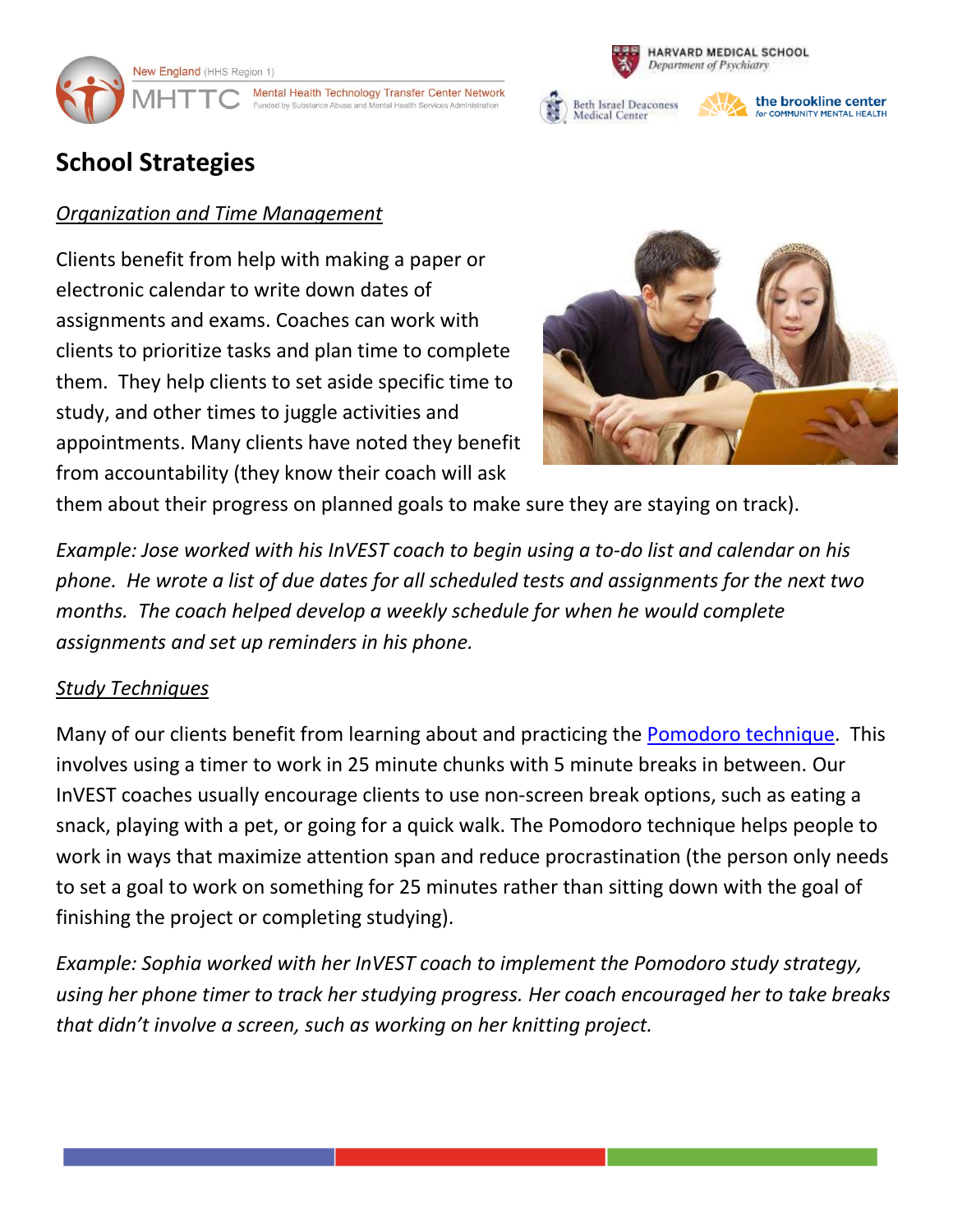# School Strategies

*Organization and Time Management*

Clients benefit from help with making a paper or electronic calendar to write down dates of assignments and exams. Coaches can work with clients to prioritize tasks and plan time to complete them. They help clients to set aside specific time to study, and other times to juggle activities and appointments. Many clients have noted they benefit from accountability (they know their coach will ask them about their progress on planned goals to make sure they are staying on track).

*Example: Jose worked with his InVEST coach to begin using a to-do list and calendar on his phone. He wrote a list of due dates for all scheduled tests and assignments for the next two months. The coach helped develop a weekly schedule for when he would complete assignments and set up reminders in his phone.*

*Study Techniques*

Many of our clients benefit from learning about and practicing the Pomodoro technique. This involves using a timer to work in 25 minute chunks with 5 minute breaks in between. Our InVEST coaches usually encourage clients to use non-screen break options, such as eating a snack, playing with a pet, or going for a quick walk. The Pomodoro technique helps people to work in ways that maximize attention span and reduce procrastination (the person only needs to set a goal to work on something for 25 minutes rather than sitting down with the goal of finishing the project or completing studying).

*Example: Sophia worked with her InVEST coach to implement the Pomodoro study strategy, using her phone timer to track her studying progress. Her coach encouraged her to take breaks that didn't involve a screen, such as working on her knitting project.*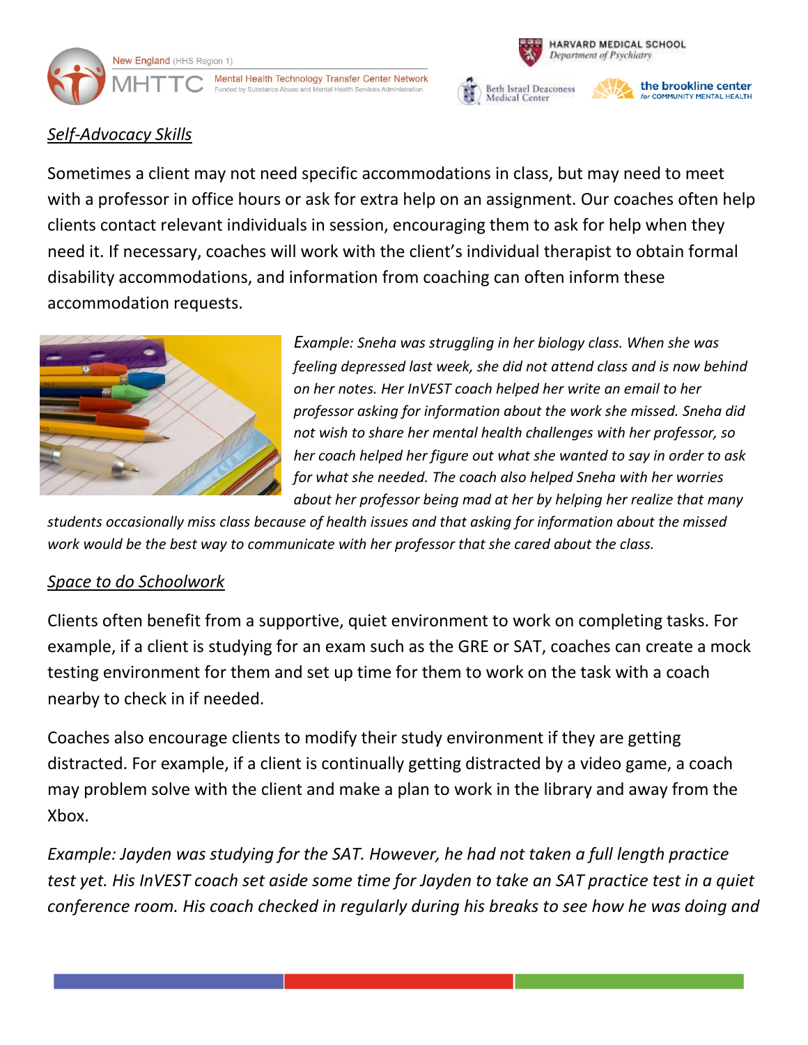*Self-Advocacy Skills*

Sometimes a client may not need specific accommodations in class, but may need to meet with a professor in office hours or ask for extra help on an assignment. Our coaches often help clients contact relevant individuals in session, encouraging them to ask for help when they need it. If necessary, coaches will work with the client's individual therapist to obtain formal disability accommodations, and information from coaching can often inform these accommodation requests.

*Example: Sneha was struggling in her biology class. When she was feeling depressed last week, she did not attend class and is now behind on her notes. Her InVEST coach helped her write an email to her professor asking for information about the work she missed. Sneha did not wish to share her mental health challenges with her professor, so her coach helped her figure out what she wanted to say in order to ask for what she needed. The coach also helped Sneha with her worries about her professor being mad at her by helping her realize that many students occasionally miss class because of health issues and that asking for information about the missed work would be the best way to communicate with her professor that she cared about the class.*

*Space to do Schoolwork*

Clients often benefit from a supportive, quiet environment to work on completing tasks. For example, if a client is studying for an exam such as the GRE or SAT, coaches can create a mock testing environment for them and set up time for them to work on the task with a coach nearby to check in if needed.

Coaches also encourage clients to modify their study environment if they are getting distracted. For example, if a client is continually getting distracted by a video game, a coach may problem solve with the client and make a plan to work in the library and away from the Xbox.

*Example: Jayden was studying for the SAT. However, he had not taken a full length practice test yet. His InVEST coach set aside some time for Jayden to take an SAT practice test in a quiet conference room. His coach checked in regularly during his breaks to see how he was doing and*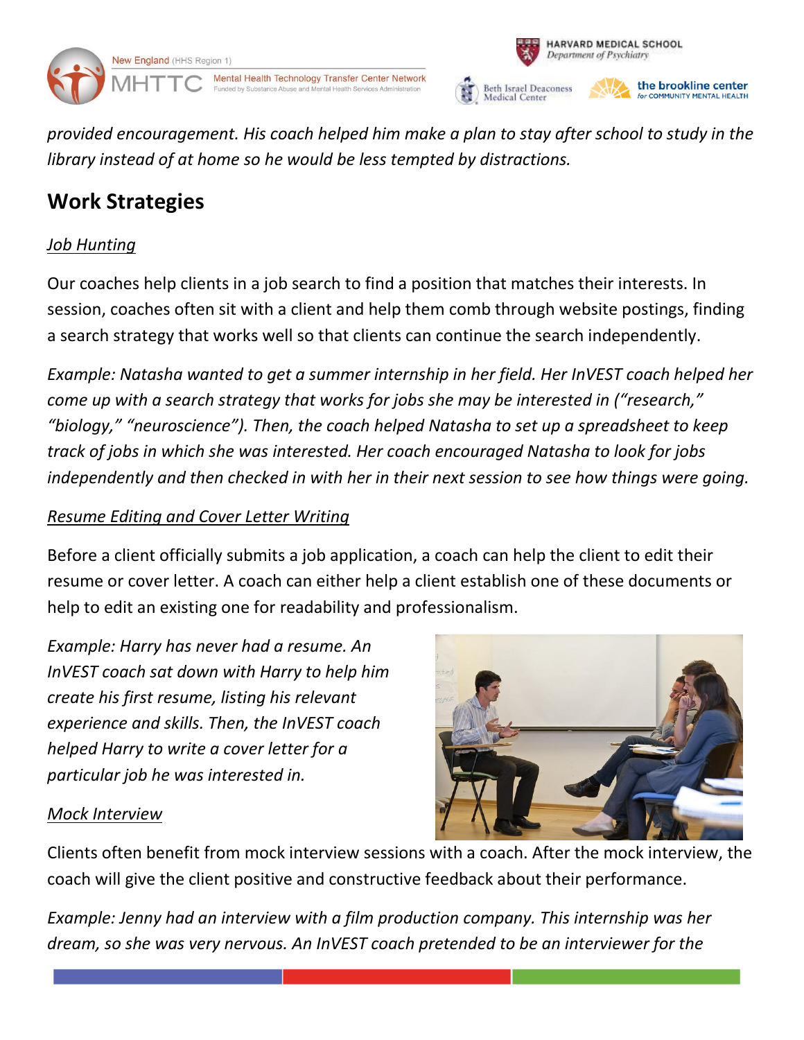*provided encouragement. His coach helped him make a plan to stay after school to study in the library instead of at home so he would be less tempted by distractions.*

## Work Strategies

### Job Hunting

Our coaches help clients in a job search to find a position that matches their interests. In session, coaches often sit with a client and help them comb through website postings, finding a search strategy that works well so that clients can continue the search independently.

*Example: Natasha wanted to get a summer internship in her field. Her InVEST coach helped her come up with a search strategy that works for jobs she may be interested in ("research," "biology," "neuroscience"). Then, the coach helped Natasha to set up a spreadsheet to keep track of jobs in which she was interested. Her coach encouraged Natasha to look for jobs independently and then checked in with her in their next session to see how things were going.*

### Resume Editing and Cover Letter Writing

Before a client officially submits a job application, a coach can help the client to edit their resume or cover letter. A coach can either help a client establish one of these documents or help to edit an existing one for readability and professionalism.

*Example: Harry has never had a resume. An InVEST coach sat down with Harry to help him create his first resume, listing his relevant experience and skills. Then, the InVEST coach helped Harry to write a cover letter for a particular job he was interested in.*

### Mock Interview

Clients often benefit from mock interview sessions with a coach. After the mock interview, the coach will give the client positive and constructive feedback about their performance.

*Example: Jenny had an interview with a film production company. This internship was her dream, so she was very nervous. An InVEST coach pretended to be an interviewer for the*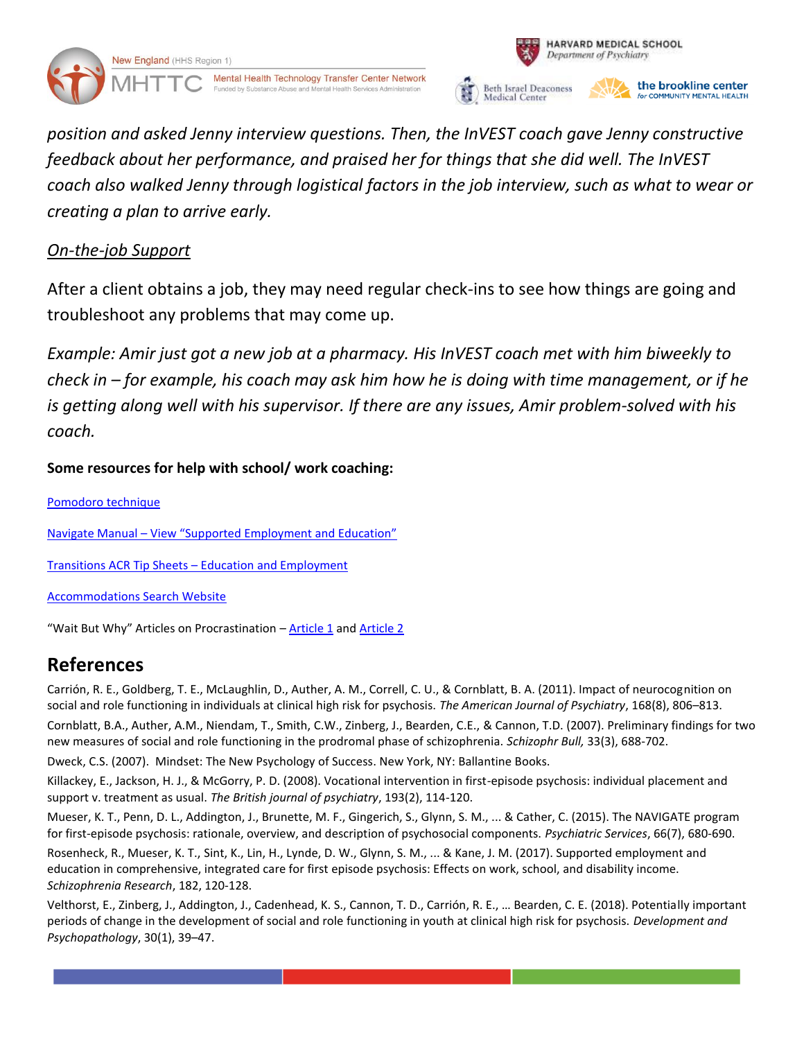*position and asked Jenny interview questions. Then, the InVEST coach gave Jenny constructive feedback about her performance, and praised her for things that she did well. The InVEST coach also walked Jenny through logistical factors in the job interview, such as what to wear or creating a plan to arrive early.*

### On-the-job Support

After a client obtains a job, they may need regular check-ins to see how things are going and troubleshoot any problems that may come up.

*Example: Amir just got a new job at a pharmacy. His InVEST coach met with him biweekly to check in – for example, his coach may ask him how he is doing with time management, or if he is getting along well with his supervisor. If there are any issues, Amir problem-solved with his coach.*

**Some resources for help with school/ work coaching:**

Pomodoro technique

Navigate Manual – View "Supported Employment and Education"

Transitions ACR Tip Sheets – Education and Employment

Accommodations Search Website

"Wait But Why" Articles on Procrastination – Article 1 and Article 2

## References

Carrión, R. E., Goldberg, T. E., McLaughlin, D., Auther, A. M., Correll, C. U., & Cornblatt, B. A. (2011). Impact of neurocognition on social and role functioning in individuals at clinical high risk for psychosis. *The American Journal of Psychiatry*, 168(8), 806–813.

Cornblatt, B.A., Auther, A.M., Niendam, T., Smith, C.W., Zinberg, J., Bearden, C.E., & Cannon, T.D. (2007). Preliminary findings for two new measures of social and role functioning in the prodromal phase of schizophrenia. *Schizophr Bull,* 33(3), 688-702.

Dweck, C.S. (2007). Mindset: The New Psychology of Success. New York, NY: Ballantine Books.

Killackey, E., Jackson, H. J., & McGorry, P. D. (2008). Vocational intervention in first-episode psychosis: individual placement and support v. treatment as usual. *The British journal of psychiatry*, 193(2), 114-120.

Mueser, K. T., Penn, D. L., Addington, J., Brunette, M. F., Gingerich, S., Glynn, S. M., ... & Cather, C. (2015). The NAVIGATE program for first-episode psychosis: rationale, overview, and description of psychosocial components. *Psychiatric Services*, 66(7), 680-690.

Rosenheck, R., Mueser, K. T., Sint, K., Lin, H., Lynde, D. W., Glynn, S. M., ... & Kane, J. M. (2017). Supported employment and education in comprehensive, integrated care for first episode psychosis: Effects on work, school, and disability income. *Schizophrenia Research*, 182, 120-128.

Velthorst, E., Zinberg, J., Addington, J., Cadenhead, K. S., Cannon, T. D., Carrión, R. E., … Bearden, C. E. (2018). Potentially important periods of change in the development of social and role functioning in youth at clinical high risk for psychosis. *Development and Psychopathology*, 30(1), 39–47.